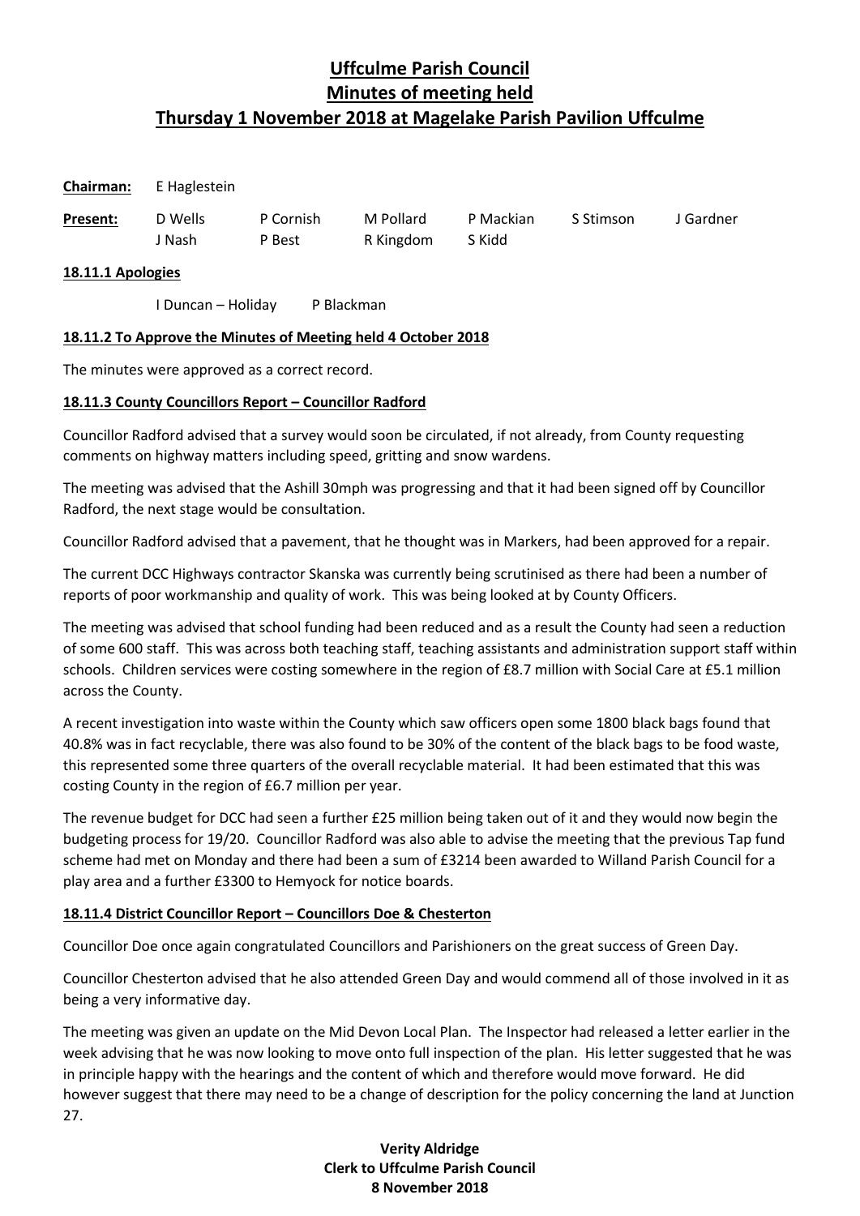# Uffculme Parish Council
# Minutes of meeting held
# Thursday 1 November 2018 at Magelake Parish Pavilion Uffculme

**Chairman:** E Haglestein

| **Present:** | D Wells | P Cornish | M Pollard | P Mackian | S Stimson | J Gardner |
|---|---|---|---|---|---|---|
| | J Nash | P Best | R Kingdom | S Kidd | | |

**18.11.1 Apologies**

I Duncan – Holiday    P Blackman

**18.11.2 To Approve the Minutes of Meeting held 4 October 2018**

The minutes were approved as a correct record.

**18.11.3 County Councillors Report – Councillor Radford**

Councillor Radford advised that a survey would soon be circulated, if not already, from County requesting comments on highway matters including speed, gritting and snow wardens.

The meeting was advised that the Ashill 30mph was progressing and that it had been signed off by Councillor Radford, the next stage would be consultation.

Councillor Radford advised that a pavement, that he thought was in Markers, had been approved for a repair.

The current DCC Highways contractor Skanska was currently being scrutinised as there had been a number of reports of poor workmanship and quality of work. This was being looked at by County Officers.

The meeting was advised that school funding had been reduced and as a result the County had seen a reduction of some 600 staff. This was across both teaching staff, teaching assistants and administration support staff within schools. Children services were costing somewhere in the region of £8.7 million with Social Care at £5.1 million across the County.

A recent investigation into waste within the County which saw officers open some 1800 black bags found that 40.8% was in fact recyclable, there was also found to be 30% of the content of the black bags to be food waste, this represented some three quarters of the overall recyclable material. It had been estimated that this was costing County in the region of £6.7 million per year.

The revenue budget for DCC had seen a further £25 million being taken out of it and they would now begin the budgeting process for 19/20. Councillor Radford was also able to advise the meeting that the previous Tap fund scheme had met on Monday and there had been a sum of £3214 been awarded to Willand Parish Council for a play area and a further £3300 to Hemyock for notice boards.

**18.11.4 District Councillor Report – Councillors Doe & Chesterton**

Councillor Doe once again congratulated Councillors and Parishioners on the great success of Green Day.

Councillor Chesterton advised that he also attended Green Day and would commend all of those involved in it as being a very informative day.

The meeting was given an update on the Mid Devon Local Plan. The Inspector had released a letter earlier in the week advising that he was now looking to move onto full inspection of the plan. His letter suggested that he was in principle happy with the hearings and the content of which and therefore would move forward. He did however suggest that there may need to be a change of description for the policy concerning the land at Junction 27.

**Verity Aldridge**
**Clerk to Uffculme Parish Council**
**8 November 2018**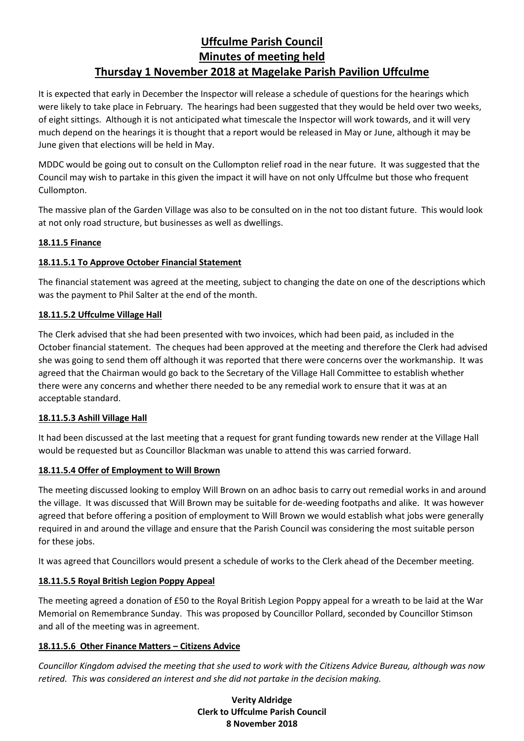# Uffculme Parish Council
# Minutes of meeting held
# Thursday 1 November 2018 at Magelake Parish Pavilion Uffculme

It is expected that early in December the Inspector will release a schedule of questions for the hearings which were likely to take place in February. The hearings had been suggested that they would be held over two weeks, of eight sittings. Although it is not anticipated what timescale the Inspector will work towards, and it will very much depend on the hearings it is thought that a report would be released in May or June, although it may be June given that elections will be held in May.

MDDC would be going out to consult on the Cullompton relief road in the near future. It was suggested that the Council may wish to partake in this given the impact it will have on not only Uffculme but those who frequent Cullompton.

The massive plan of the Garden Village was also to be consulted on in the not too distant future. This would look at not only road structure, but businesses as well as dwellings.

**18.11.5 Finance**

**18.11.5.1 To Approve October Financial Statement**

The financial statement was agreed at the meeting, subject to changing the date on one of the descriptions which was the payment to Phil Salter at the end of the month.

**18.11.5.2 Uffculme Village Hall**

The Clerk advised that she had been presented with two invoices, which had been paid, as included in the October financial statement. The cheques had been approved at the meeting and therefore the Clerk had advised she was going to send them off although it was reported that there were concerns over the workmanship. It was agreed that the Chairman would go back to the Secretary of the Village Hall Committee to establish whether there were any concerns and whether there needed to be any remedial work to ensure that it was at an acceptable standard.

**18.11.5.3 Ashill Village Hall**

It had been discussed at the last meeting that a request for grant funding towards new render at the Village Hall would be requested but as Councillor Blackman was unable to attend this was carried forward.

**18.11.5.4 Offer of Employment to Will Brown**

The meeting discussed looking to employ Will Brown on an adhoc basis to carry out remedial works in and around the village. It was discussed that Will Brown may be suitable for de-weeding footpaths and alike. It was however agreed that before offering a position of employment to Will Brown we would establish what jobs were generally required in and around the village and ensure that the Parish Council was considering the most suitable person for these jobs.

It was agreed that Councillors would present a schedule of works to the Clerk ahead of the December meeting.

**18.11.5.5 Royal British Legion Poppy Appeal**

The meeting agreed a donation of £50 to the Royal British Legion Poppy appeal for a wreath to be laid at the War Memorial on Remembrance Sunday. This was proposed by Councillor Pollard, seconded by Councillor Stimson and all of the meeting was in agreement.

**18.11.5.6 Other Finance Matters – Citizens Advice**

*Councillor Kingdom advised the meeting that she used to work with the Citizens Advice Bureau, although was now retired. This was considered an interest and she did not partake in the decision making.*

**Verity Aldridge**
**Clerk to Uffculme Parish Council**
**8 November 2018**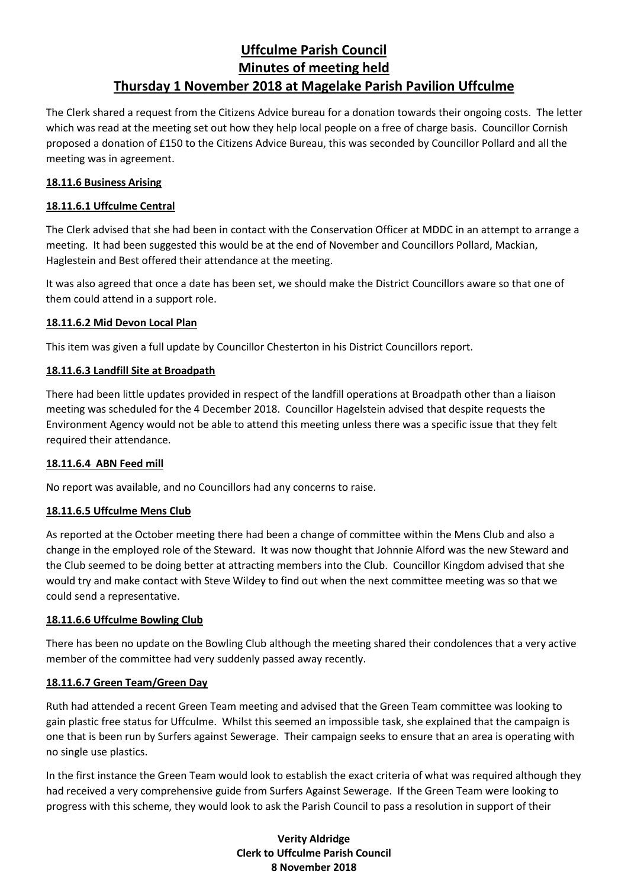The Clerk shared a request from the Citizens Advice bureau for a donation towards their ongoing costs. The letter which was read at the meeting set out how they help local people on a free of charge basis. Councillor Cornish proposed a donation of £150 to the Citizens Advice Bureau, this was seconded by Councillor Pollard and all the meeting was in agreement.

**18.11.6 Business Arising**

**18.11.6.1 Uffculme Central**

The Clerk advised that she had been in contact with the Conservation Officer at MDDC in an attempt to arrange a meeting. It had been suggested this would be at the end of November and Councillors Pollard, Mackian, Haglestein and Best offered their attendance at the meeting.

It was also agreed that once a date has been set, we should make the District Councillors aware so that one of them could attend in a support role.

**18.11.6.2 Mid Devon Local Plan**

This item was given a full update by Councillor Chesterton in his District Councillors report.

**18.11.6.3 Landfill Site at Broadpath**

There had been little updates provided in respect of the landfill operations at Broadpath other than a liaison meeting was scheduled for the 4 December 2018. Councillor Hagelstein advised that despite requests the Environment Agency would not be able to attend this meeting unless there was a specific issue that they felt required their attendance.

**18.11.6.4 ABN Feed mill**

No report was available, and no Councillors had any concerns to raise.

**18.11.6.5 Uffculme Mens Club**

As reported at the October meeting there had been a change of committee within the Mens Club and also a change in the employed role of the Steward. It was now thought that Johnnie Alford was the new Steward and the Club seemed to be doing better at attracting members into the Club. Councillor Kingdom advised that she would try and make contact with Steve Wildey to find out when the next committee meeting was so that we could send a representative.

**18.11.6.6 Uffculme Bowling Club**

There has been no update on the Bowling Club although the meeting shared their condolences that a very active member of the committee had very suddenly passed away recently.

**18.11.6.7 Green Team/Green Day**

Ruth had attended a recent Green Team meeting and advised that the Green Team committee was looking to gain plastic free status for Uffculme. Whilst this seemed an impossible task, she explained that the campaign is one that is been run by Surfers against Sewerage. Their campaign seeks to ensure that an area is operating with no single use plastics.

In the first instance the Green Team would look to establish the exact criteria of what was required although they had received a very comprehensive guide from Surfers Against Sewerage. If the Green Team were looking to progress with this scheme, they would look to ask the Parish Council to pass a resolution in support of their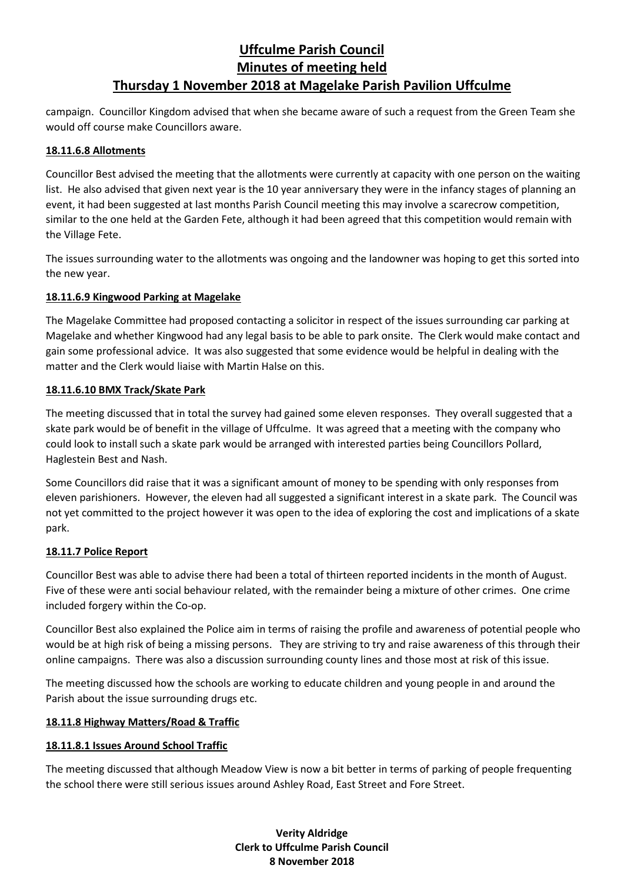campaign. Councillor Kingdom advised that when she became aware of such a request from the Green Team she would off course make Councillors aware.

**18.11.6.8 Allotments**

Councillor Best advised the meeting that the allotments were currently at capacity with one person on the waiting list. He also advised that given next year is the 10 year anniversary they were in the infancy stages of planning an event, it had been suggested at last months Parish Council meeting this may involve a scarecrow competition, similar to the one held at the Garden Fete, although it had been agreed that this competition would remain with the Village Fete.

The issues surrounding water to the allotments was ongoing and the landowner was hoping to get this sorted into the new year.

**18.11.6.9 Kingwood Parking at Magelake**

The Magelake Committee had proposed contacting a solicitor in respect of the issues surrounding car parking at Magelake and whether Kingwood had any legal basis to be able to park onsite. The Clerk would make contact and gain some professional advice. It was also suggested that some evidence would be helpful in dealing with the matter and the Clerk would liaise with Martin Halse on this.

**18.11.6.10 BMX Track/Skate Park**

The meeting discussed that in total the survey had gained some eleven responses. They overall suggested that a skate park would be of benefit in the village of Uffculme. It was agreed that a meeting with the company who could look to install such a skate park would be arranged with interested parties being Councillors Pollard, Haglestein Best and Nash.

Some Councillors did raise that it was a significant amount of money to be spending with only responses from eleven parishioners. However, the eleven had all suggested a significant interest in a skate park. The Council was not yet committed to the project however it was open to the idea of exploring the cost and implications of a skate park.

**18.11.7 Police Report**

Councillor Best was able to advise there had been a total of thirteen reported incidents in the month of August. Five of these were anti social behaviour related, with the remainder being a mixture of other crimes. One crime included forgery within the Co-op.

Councillor Best also explained the Police aim in terms of raising the profile and awareness of potential people who would be at high risk of being a missing persons. They are striving to try and raise awareness of this through their online campaigns. There was also a discussion surrounding county lines and those most at risk of this issue.

The meeting discussed how the schools are working to educate children and young people in and around the Parish about the issue surrounding drugs etc.

**18.11.8 Highway Matters/Road & Traffic**

**18.11.8.1 Issues Around School Traffic**

The meeting discussed that although Meadow View is now a bit better in terms of parking of people frequenting the school there were still serious issues around Ashley Road, East Street and Fore Street.

**Verity Aldridge**
**Clerk to Uffculme Parish Council**
**8 November 2018**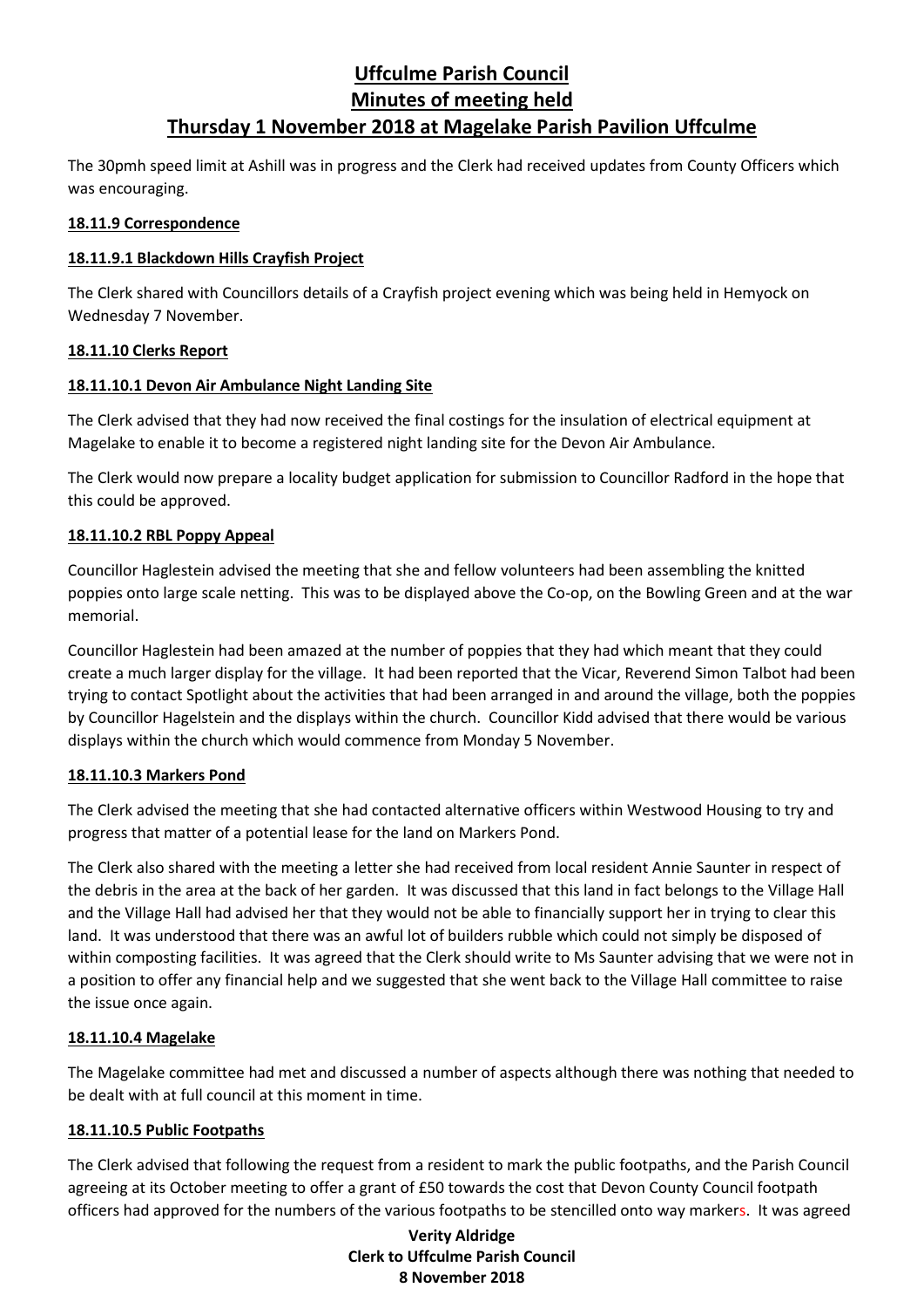The 30pmh speed limit at Ashill was in progress and the Clerk had received updates from County Officers which was encouraging.

**18.11.9 Correspondence**

**18.11.9.1 Blackdown Hills Crayfish Project**

The Clerk shared with Councillors details of a Crayfish project evening which was being held in Hemyock on Wednesday 7 November.

**18.11.10 Clerks Report**

**18.11.10.1 Devon Air Ambulance Night Landing Site**

The Clerk advised that they had now received the final costings for the insulation of electrical equipment at Magelake to enable it to become a registered night landing site for the Devon Air Ambulance.

The Clerk would now prepare a locality budget application for submission to Councillor Radford in the hope that this could be approved.

**18.11.10.2 RBL Poppy Appeal**

Councillor Haglestein advised the meeting that she and fellow volunteers had been assembling the knitted poppies onto large scale netting. This was to be displayed above the Co-op, on the Bowling Green and at the war memorial.

Councillor Haglestein had been amazed at the number of poppies that they had which meant that they could create a much larger display for the village. It had been reported that the Vicar, Reverend Simon Talbot had been trying to contact Spotlight about the activities that had been arranged in and around the village, both the poppies by Councillor Hagelstein and the displays within the church. Councillor Kidd advised that there would be various displays within the church which would commence from Monday 5 November.

**18.11.10.3 Markers Pond**

The Clerk advised the meeting that she had contacted alternative officers within Westwood Housing to try and progress that matter of a potential lease for the land on Markers Pond.

The Clerk also shared with the meeting a letter she had received from local resident Annie Saunter in respect of the debris in the area at the back of her garden. It was discussed that this land in fact belongs to the Village Hall and the Village Hall had advised her that they would not be able to financially support her in trying to clear this land. It was understood that there was an awful lot of builders rubble which could not simply be disposed of within composting facilities. It was agreed that the Clerk should write to Ms Saunter advising that we were not in a position to offer any financial help and we suggested that she went back to the Village Hall committee to raise the issue once again.

**18.11.10.4 Magelake**

The Magelake committee had met and discussed a number of aspects although there was nothing that needed to be dealt with at full council at this moment in time.

**18.11.10.5 Public Footpaths**

The Clerk advised that following the request from a resident to mark the public footpaths, and the Parish Council agreeing at its October meeting to offer a grant of £50 towards the cost that Devon County Council footpath officers had approved for the numbers of the various footpaths to be stencilled onto way markers. It was agreed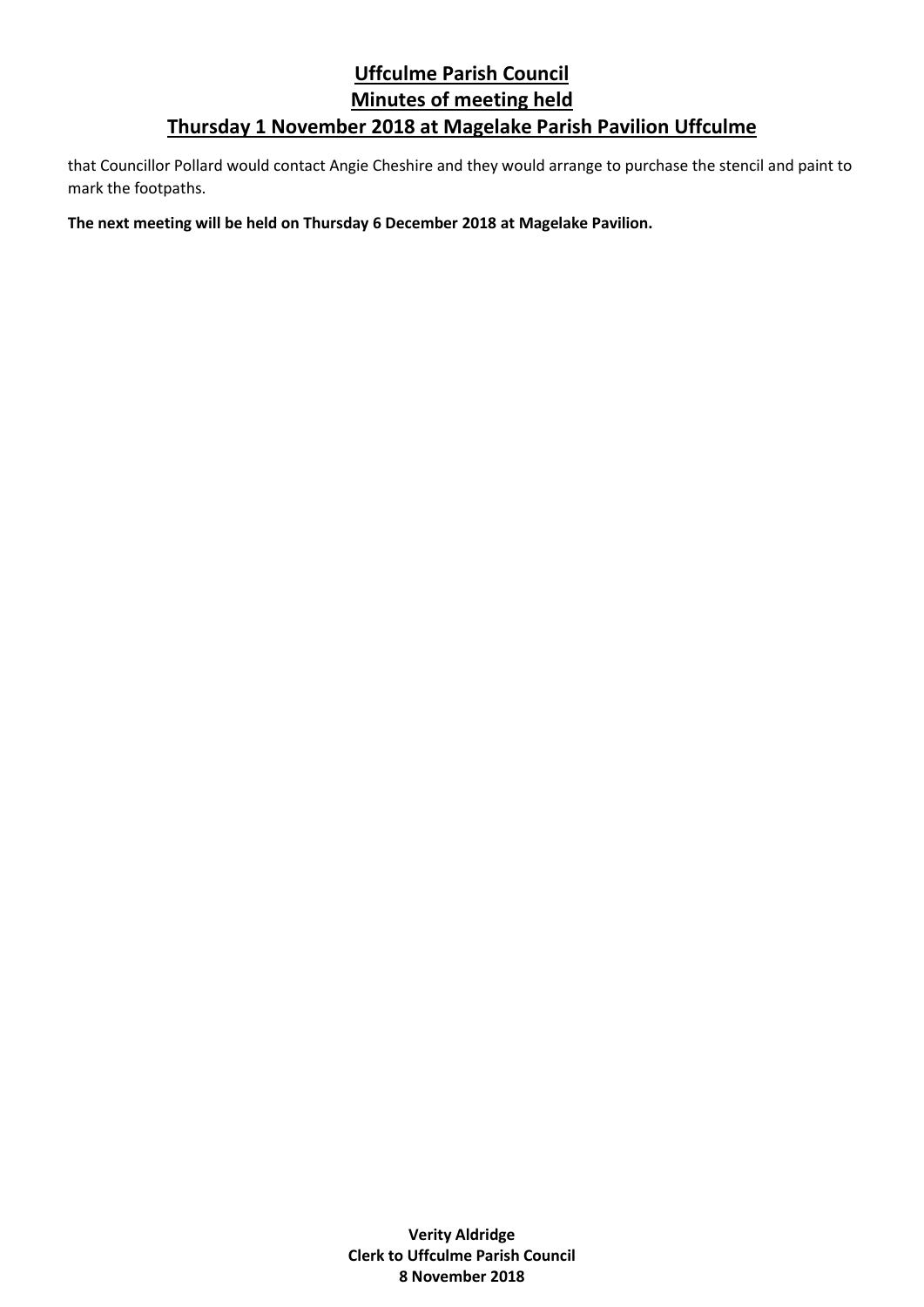that Councillor Pollard would contact Angie Cheshire and they would arrange to purchase the stencil and paint to mark the footpaths.

**The next meeting will be held on Thursday 6 December 2018 at Magelake Pavilion.**

**Verity Aldridge**
**Clerk to Uffculme Parish Council**
**8 November 2018**